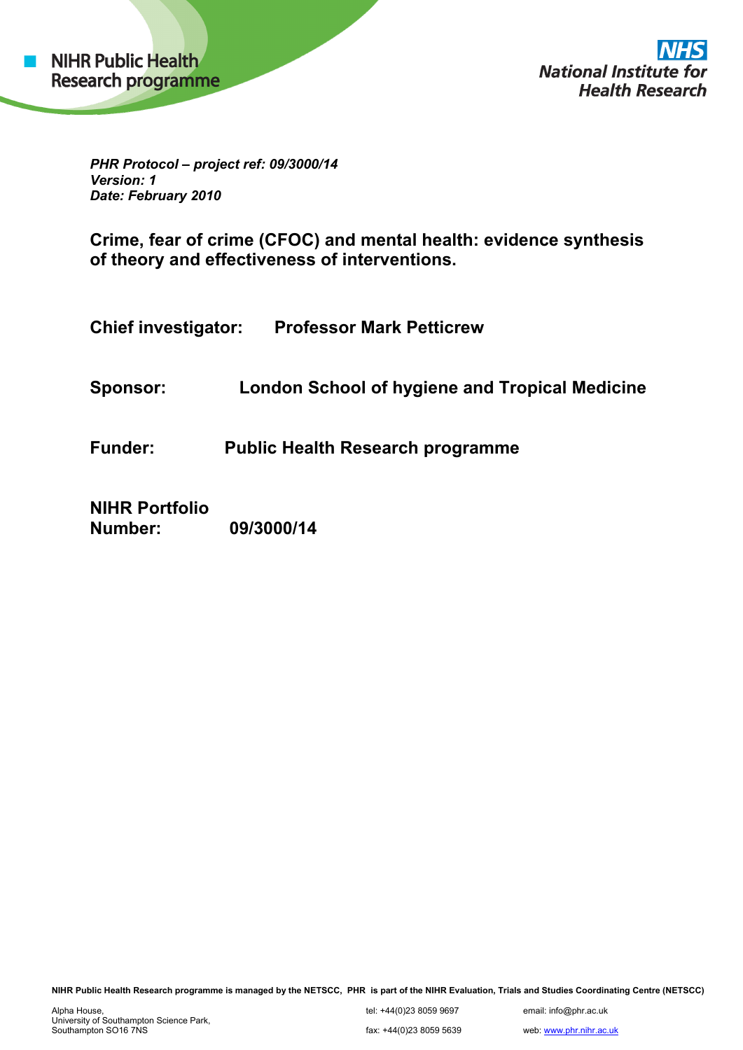NIHR Public Health Research programme

NHS National Institute for Health Research

*PHR Protocol – project ref: 09/3000/14*
*Version: 1*
*Date: February 2010*

# Crime, fear of crime (CFOC) and mental health: evidence synthesis of theory and effectiveness of interventions.

**Chief investigator:** **Professor Mark Petticrew**

**Sponsor:** **London School of hygiene and Tropical Medicine**

**Funder:** **Public Health Research programme**

**NIHR Portfolio Number:** **09/3000/14**

**NIHR Public Health Research programme is managed by the NETSCC, PHR is part of the NIHR Evaluation, Trials and Studies Coordinating Centre (NETSCC)**

Alpha House,
University of Southampton Science Park,
Southampton SO16 7NS

tel: +44(0)23 8059 9697
fax: +44(0)23 8059 5639

email: info@phr.ac.uk
web: www.phr.nihr.ac.uk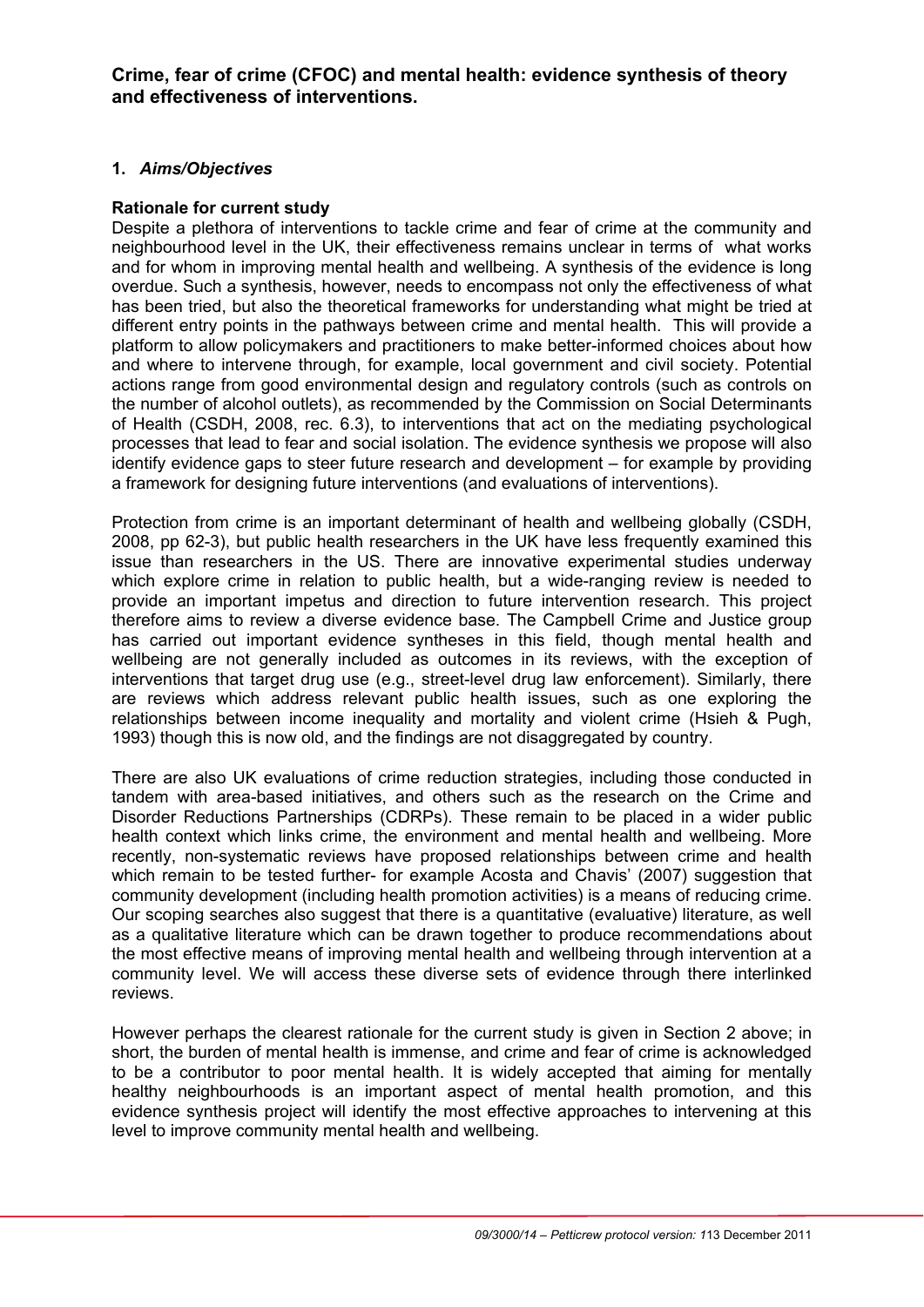**Crime, fear of crime (CFOC) and mental health: evidence synthesis of theory and effectiveness of interventions.**

**1.** ***Aims/Objectives***

**Rationale for current study**

Despite a plethora of interventions to tackle crime and fear of crime at the community and neighbourhood level in the UK, their effectiveness remains unclear in terms of what works and for whom in improving mental health and wellbeing. A synthesis of the evidence is long overdue. Such a synthesis, however, needs to encompass not only the effectiveness of what has been tried, but also the theoretical frameworks for understanding what might be tried at different entry points in the pathways between crime and mental health. This will provide a platform to allow policymakers and practitioners to make better-informed choices about how and where to intervene through, for example, local government and civil society. Potential actions range from good environmental design and regulatory controls (such as controls on the number of alcohol outlets), as recommended by the Commission on Social Determinants of Health (CSDH, 2008, rec. 6.3), to interventions that act on the mediating psychological processes that lead to fear and social isolation. The evidence synthesis we propose will also identify evidence gaps to steer future research and development – for example by providing a framework for designing future interventions (and evaluations of interventions).

Protection from crime is an important determinant of health and wellbeing globally (CSDH, 2008, pp 62-3), but public health researchers in the UK have less frequently examined this issue than researchers in the US. There are innovative experimental studies underway which explore crime in relation to public health, but a wide-ranging review is needed to provide an important impetus and direction to future intervention research. This project therefore aims to review a diverse evidence base. The Campbell Crime and Justice group has carried out important evidence syntheses in this field, though mental health and wellbeing are not generally included as outcomes in its reviews, with the exception of interventions that target drug use (e.g., street-level drug law enforcement). Similarly, there are reviews which address relevant public health issues, such as one exploring the relationships between income inequality and mortality and violent crime (Hsieh & Pugh, 1993) though this is now old, and the findings are not disaggregated by country.

There are also UK evaluations of crime reduction strategies, including those conducted in tandem with area-based initiatives, and others such as the research on the Crime and Disorder Reductions Partnerships (CDRPs). These remain to be placed in a wider public health context which links crime, the environment and mental health and wellbeing. More recently, non-systematic reviews have proposed relationships between crime and health which remain to be tested further- for example Acosta and Chavis' (2007) suggestion that community development (including health promotion activities) is a means of reducing crime. Our scoping searches also suggest that there is a quantitative (evaluative) literature, as well as a qualitative literature which can be drawn together to produce recommendations about the most effective means of improving mental health and wellbeing through intervention at a community level. We will access these diverse sets of evidence through there interlinked reviews.

However perhaps the clearest rationale for the current study is given in Section 2 above; in short, the burden of mental health is immense, and crime and fear of crime is acknowledged to be a contributor to poor mental health. It is widely accepted that aiming for mentally healthy neighbourhoods is an important aspect of mental health promotion, and this evidence synthesis project will identify the most effective approaches to intervening at this level to improve community mental health and wellbeing.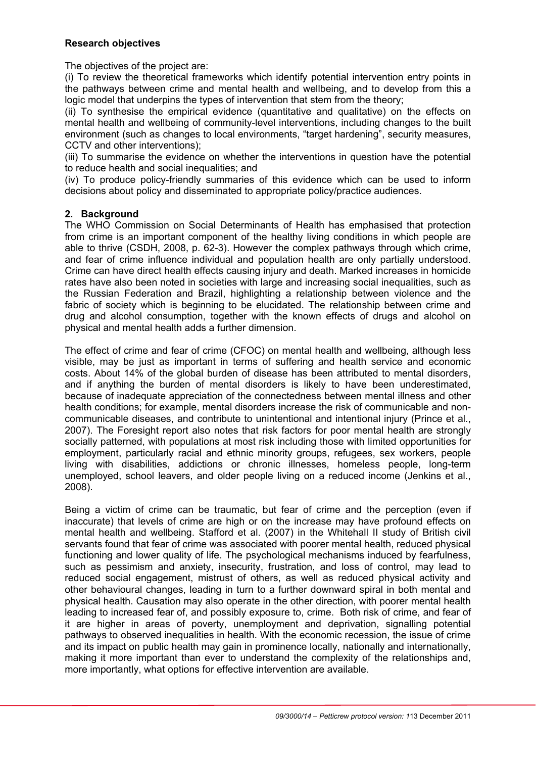**Research objectives**

The objectives of the project are:

(i) To review the theoretical frameworks which identify potential intervention entry points in the pathways between crime and mental health and wellbeing, and to develop from this a logic model that underpins the types of intervention that stem from the theory;

(ii) To synthesise the empirical evidence (quantitative and qualitative) on the effects on mental health and wellbeing of community-level interventions, including changes to the built environment (such as changes to local environments, "target hardening", security measures, CCTV and other interventions);

(iii) To summarise the evidence on whether the interventions in question have the potential to reduce health and social inequalities; and

(iv) To produce policy-friendly summaries of this evidence which can be used to inform decisions about policy and disseminated to appropriate policy/practice audiences.

## 2. Background

The WHO Commission on Social Determinants of Health has emphasised that protection from crime is an important component of the healthy living conditions in which people are able to thrive (CSDH, 2008, p. 62-3). However the complex pathways through which crime, and fear of crime influence individual and population health are only partially understood. Crime can have direct health effects causing injury and death. Marked increases in homicide rates have also been noted in societies with large and increasing social inequalities, such as the Russian Federation and Brazil, highlighting a relationship between violence and the fabric of society which is beginning to be elucidated. The relationship between crime and drug and alcohol consumption, together with the known effects of drugs and alcohol on physical and mental health adds a further dimension.

The effect of crime and fear of crime (CFOC) on mental health and wellbeing, although less visible, may be just as important in terms of suffering and health service and economic costs. About 14% of the global burden of disease has been attributed to mental disorders, and if anything the burden of mental disorders is likely to have been underestimated, because of inadequate appreciation of the connectedness between mental illness and other health conditions; for example, mental disorders increase the risk of communicable and non-communicable diseases, and contribute to unintentional and intentional injury (Prince et al., 2007). The Foresight report also notes that risk factors for poor mental health are strongly socially patterned, with populations at most risk including those with limited opportunities for employment, particularly racial and ethnic minority groups, refugees, sex workers, people living with disabilities, addictions or chronic illnesses, homeless people, long-term unemployed, school leavers, and older people living on a reduced income (Jenkins et al., 2008).

Being a victim of crime can be traumatic, but fear of crime and the perception (even if inaccurate) that levels of crime are high or on the increase may have profound effects on mental health and wellbeing. Stafford et al. (2007) in the Whitehall II study of British civil servants found that fear of crime was associated with poorer mental health, reduced physical functioning and lower quality of life. The psychological mechanisms induced by fearfulness, such as pessimism and anxiety, insecurity, frustration, and loss of control, may lead to reduced social engagement, mistrust of others, as well as reduced physical activity and other behavioural changes, leading in turn to a further downward spiral in both mental and physical health. Causation may also operate in the other direction, with poorer mental health leading to increased fear of, and possibly exposure to, crime. Both risk of crime, and fear of it are higher in areas of poverty, unemployment and deprivation, signalling potential pathways to observed inequalities in health. With the economic recession, the issue of crime and its impact on public health may gain in prominence locally, nationally and internationally, making it more important than ever to understand the complexity of the relationships and, more importantly, what options for effective intervention are available.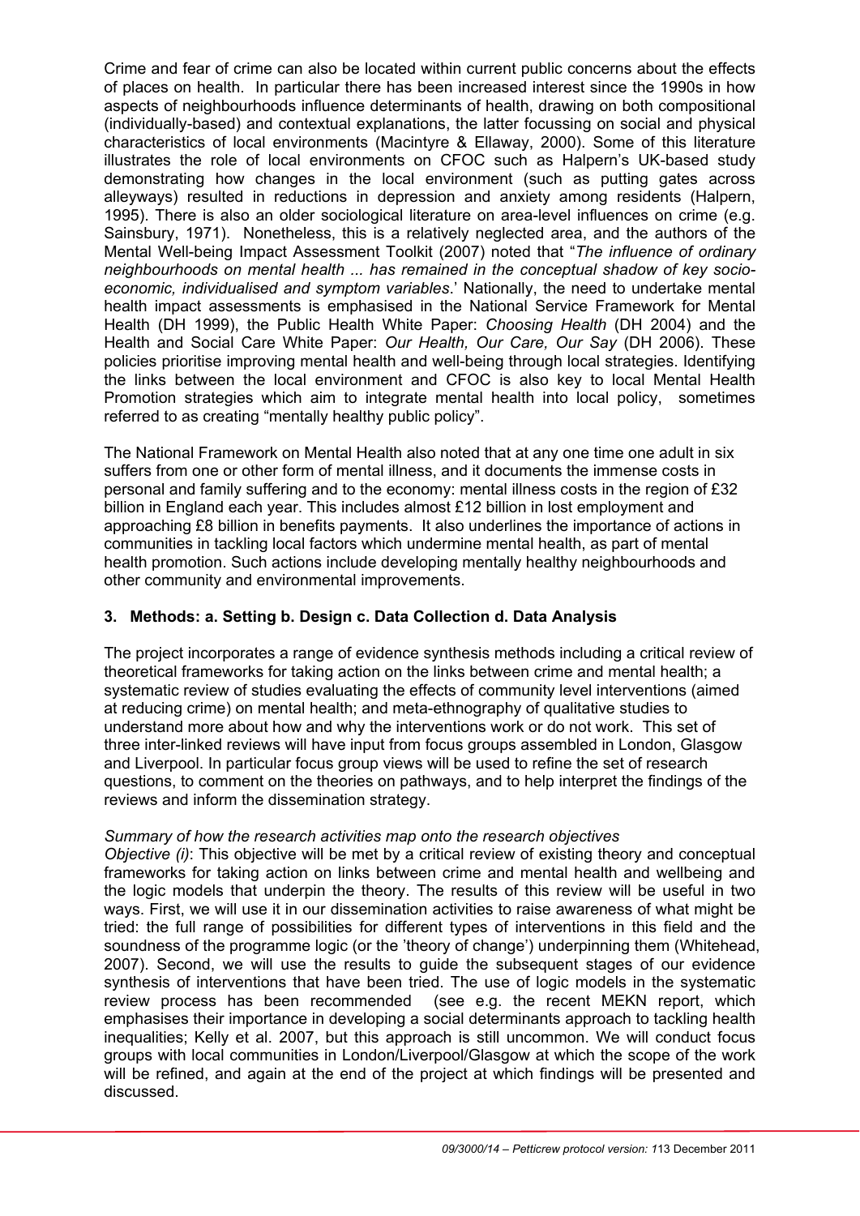Crime and fear of crime can also be located within current public concerns about the effects of places on health. In particular there has been increased interest since the 1990s in how aspects of neighbourhoods influence determinants of health, drawing on both compositional (individually-based) and contextual explanations, the latter focussing on social and physical characteristics of local environments (Macintyre & Ellaway, 2000). Some of this literature illustrates the role of local environments on CFOC such as Halpern's UK-based study demonstrating how changes in the local environment (such as putting gates across alleyways) resulted in reductions in depression and anxiety among residents (Halpern, 1995). There is also an older sociological literature on area-level influences on crime (e.g. Sainsbury, 1971). Nonetheless, this is a relatively neglected area, and the authors of the Mental Well-being Impact Assessment Toolkit (2007) noted that "*The influence of ordinary neighbourhoods on mental health ... has remained in the conceptual shadow of key socio-economic, individualised and symptom variables*.' Nationally, the need to undertake mental health impact assessments is emphasised in the National Service Framework for Mental Health (DH 1999), the Public Health White Paper: *Choosing Health* (DH 2004) and the Health and Social Care White Paper: *Our Health, Our Care, Our Say* (DH 2006). These policies prioritise improving mental health and well-being through local strategies. Identifying the links between the local environment and CFOC is also key to local Mental Health Promotion strategies which aim to integrate mental health into local policy, sometimes referred to as creating "mentally healthy public policy".

The National Framework on Mental Health also noted that at any one time one adult in six suffers from one or other form of mental illness, and it documents the immense costs in personal and family suffering and to the economy: mental illness costs in the region of £32 billion in England each year. This includes almost £12 billion in lost employment and approaching £8 billion in benefits payments. It also underlines the importance of actions in communities in tackling local factors which undermine mental health, as part of mental health promotion. Such actions include developing mentally healthy neighbourhoods and other community and environmental improvements.

## 3. Methods: a. Setting b. Design c. Data Collection d. Data Analysis

The project incorporates a range of evidence synthesis methods including a critical review of theoretical frameworks for taking action on the links between crime and mental health; a systematic review of studies evaluating the effects of community level interventions (aimed at reducing crime) on mental health; and meta-ethnography of qualitative studies to understand more about how and why the interventions work or do not work. This set of three inter-linked reviews will have input from focus groups assembled in London, Glasgow and Liverpool. In particular focus group views will be used to refine the set of research questions, to comment on the theories on pathways, and to help interpret the findings of the reviews and inform the dissemination strategy.

*Summary of how the research activities map onto the research objectives*

*Objective (i)*: This objective will be met by a critical review of existing theory and conceptual frameworks for taking action on links between crime and mental health and wellbeing and the logic models that underpin the theory. The results of this review will be useful in two ways. First, we will use it in our dissemination activities to raise awareness of what might be tried: the full range of possibilities for different types of interventions in this field and the soundness of the programme logic (or the 'theory of change') underpinning them (Whitehead, 2007). Second, we will use the results to guide the subsequent stages of our evidence synthesis of interventions that have been tried. The use of logic models in the systematic review process has been recommended (see e.g. the recent MEKN report, which emphasises their importance in developing a social determinants approach to tackling health inequalities; Kelly et al. 2007, but this approach is still uncommon. We will conduct focus groups with local communities in London/Liverpool/Glasgow at which the scope of the work will be refined, and again at the end of the project at which findings will be presented and discussed.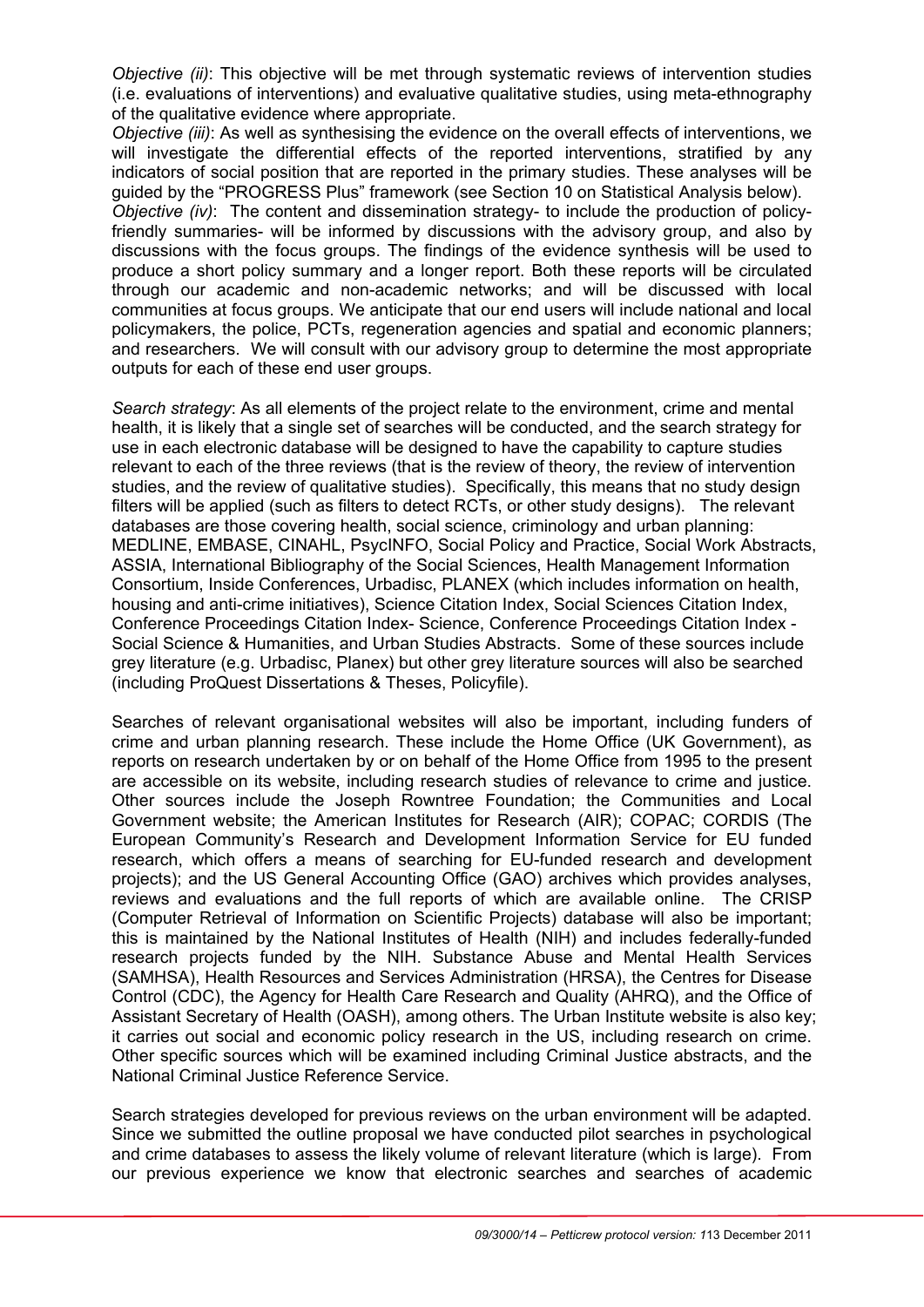*Objective (ii)*: This objective will be met through systematic reviews of intervention studies (i.e. evaluations of interventions) and evaluative qualitative studies, using meta-ethnography of the qualitative evidence where appropriate.

*Objective (iii)*: As well as synthesising the evidence on the overall effects of interventions, we will investigate the differential effects of the reported interventions, stratified by any indicators of social position that are reported in the primary studies. These analyses will be guided by the "PROGRESS Plus" framework (see Section 10 on Statistical Analysis below).

*Objective (iv)*: The content and dissemination strategy- to include the production of policy-friendly summaries- will be informed by discussions with the advisory group, and also by discussions with the focus groups. The findings of the evidence synthesis will be used to produce a short policy summary and a longer report. Both these reports will be circulated through our academic and non-academic networks; and will be discussed with local communities at focus groups. We anticipate that our end users will include national and local policymakers, the police, PCTs, regeneration agencies and spatial and economic planners; and researchers. We will consult with our advisory group to determine the most appropriate outputs for each of these end user groups.

*Search strategy*: As all elements of the project relate to the environment, crime and mental health, it is likely that a single set of searches will be conducted, and the search strategy for use in each electronic database will be designed to have the capability to capture studies relevant to each of the three reviews (that is the review of theory, the review of intervention studies, and the review of qualitative studies). Specifically, this means that no study design filters will be applied (such as filters to detect RCTs, or other study designs). The relevant databases are those covering health, social science, criminology and urban planning: MEDLINE, EMBASE, CINAHL, PsycINFO, Social Policy and Practice, Social Work Abstracts, ASSIA, International Bibliography of the Social Sciences, Health Management Information Consortium, Inside Conferences, Urbadisc, PLANEX (which includes information on health, housing and anti-crime initiatives), Science Citation Index, Social Sciences Citation Index, Conference Proceedings Citation Index- Science, Conference Proceedings Citation Index - Social Science & Humanities, and Urban Studies Abstracts. Some of these sources include grey literature (e.g. Urbadisc, Planex) but other grey literature sources will also be searched (including ProQuest Dissertations & Theses, Policyfile).

Searches of relevant organisational websites will also be important, including funders of crime and urban planning research. These include the Home Office (UK Government), as reports on research undertaken by or on behalf of the Home Office from 1995 to the present are accessible on its website, including research studies of relevance to crime and justice. Other sources include the Joseph Rowntree Foundation; the Communities and Local Government website; the American Institutes for Research (AIR); COPAC; CORDIS (The European Community's Research and Development Information Service for EU funded research, which offers a means of searching for EU-funded research and development projects); and the US General Accounting Office (GAO) archives which provides analyses, reviews and evaluations and the full reports of which are available online. The CRISP (Computer Retrieval of Information on Scientific Projects) database will also be important; this is maintained by the National Institutes of Health (NIH) and includes federally-funded research projects funded by the NIH. Substance Abuse and Mental Health Services (SAMHSA), Health Resources and Services Administration (HRSA), the Centres for Disease Control (CDC), the Agency for Health Care Research and Quality (AHRQ), and the Office of Assistant Secretary of Health (OASH), among others. The Urban Institute website is also key; it carries out social and economic policy research in the US, including research on crime. Other specific sources which will be examined including Criminal Justice abstracts, and the National Criminal Justice Reference Service.

Search strategies developed for previous reviews on the urban environment will be adapted. Since we submitted the outline proposal we have conducted pilot searches in psychological and crime databases to assess the likely volume of relevant literature (which is large). From our previous experience we know that electronic searches and searches of academic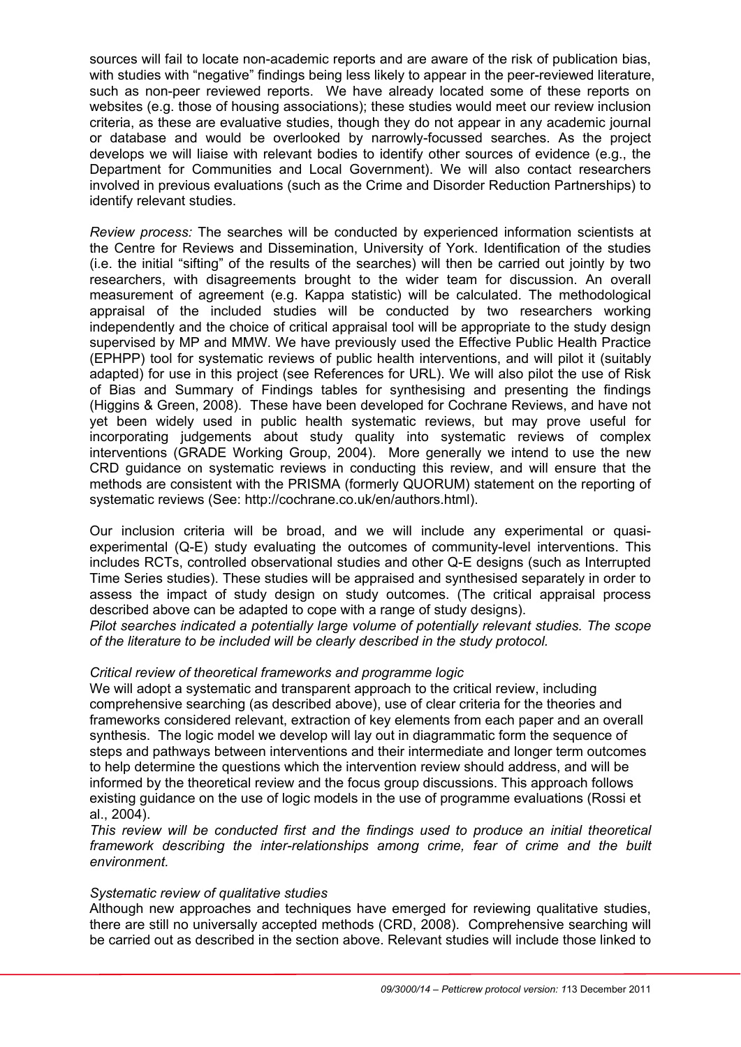sources will fail to locate non-academic reports and are aware of the risk of publication bias, with studies with "negative" findings being less likely to appear in the peer-reviewed literature, such as non-peer reviewed reports. We have already located some of these reports on websites (e.g. those of housing associations); these studies would meet our review inclusion criteria, as these are evaluative studies, though they do not appear in any academic journal or database and would be overlooked by narrowly-focussed searches. As the project develops we will liaise with relevant bodies to identify other sources of evidence (e.g., the Department for Communities and Local Government). We will also contact researchers involved in previous evaluations (such as the Crime and Disorder Reduction Partnerships) to identify relevant studies.

*Review process:* The searches will be conducted by experienced information scientists at the Centre for Reviews and Dissemination, University of York. Identification of the studies (i.e. the initial "sifting" of the results of the searches) will then be carried out jointly by two researchers, with disagreements brought to the wider team for discussion. An overall measurement of agreement (e.g. Kappa statistic) will be calculated. The methodological appraisal of the included studies will be conducted by two researchers working independently and the choice of critical appraisal tool will be appropriate to the study design supervised by MP and MMW. We have previously used the Effective Public Health Practice (EPHPP) tool for systematic reviews of public health interventions, and will pilot it (suitably adapted) for use in this project (see References for URL). We will also pilot the use of Risk of Bias and Summary of Findings tables for synthesising and presenting the findings (Higgins & Green, 2008). These have been developed for Cochrane Reviews, and have not yet been widely used in public health systematic reviews, but may prove useful for incorporating judgements about study quality into systematic reviews of complex interventions (GRADE Working Group, 2004). More generally we intend to use the new CRD guidance on systematic reviews in conducting this review, and will ensure that the methods are consistent with the PRISMA (formerly QUORUM) statement on the reporting of systematic reviews (See: http://cochrane.co.uk/en/authors.html).

Our inclusion criteria will be broad, and we will include any experimental or quasi-experimental (Q-E) study evaluating the outcomes of community-level interventions. This includes RCTs, controlled observational studies and other Q-E designs (such as Interrupted Time Series studies). These studies will be appraised and synthesised separately in order to assess the impact of study design on study outcomes. (The critical appraisal process described above can be adapted to cope with a range of study designs).
*Pilot searches indicated a potentially large volume of potentially relevant studies. The scope of the literature to be included will be clearly described in the study protocol.*

*Critical review of theoretical frameworks and programme logic*

We will adopt a systematic and transparent approach to the critical review, including comprehensive searching (as described above), use of clear criteria for the theories and frameworks considered relevant, extraction of key elements from each paper and an overall synthesis. The logic model we develop will lay out in diagrammatic form the sequence of steps and pathways between interventions and their intermediate and longer term outcomes to help determine the questions which the intervention review should address, and will be informed by the theoretical review and the focus group discussions. This approach follows existing guidance on the use of logic models in the use of programme evaluations (Rossi et al., 2004).
*This review will be conducted first and the findings used to produce an initial theoretical framework describing the inter-relationships among crime, fear of crime and the built environment.*

*Systematic review of qualitative studies*

Although new approaches and techniques have emerged for reviewing qualitative studies, there are still no universally accepted methods (CRD, 2008). Comprehensive searching will be carried out as described in the section above. Relevant studies will include those linked to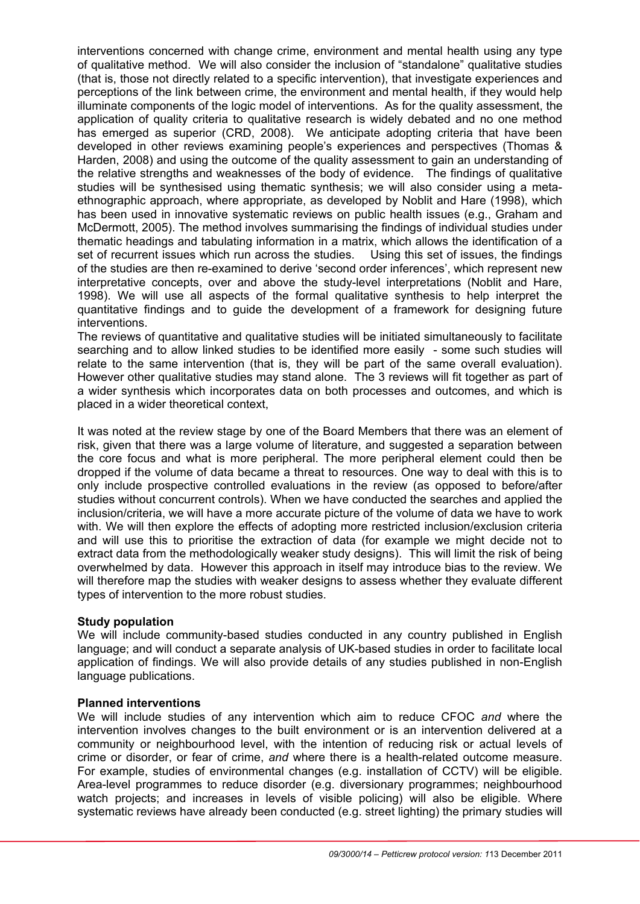interventions concerned with change crime, environment and mental health using any type of qualitative method. We will also consider the inclusion of "standalone" qualitative studies (that is, those not directly related to a specific intervention), that investigate experiences and perceptions of the link between crime, the environment and mental health, if they would help illuminate components of the logic model of interventions. As for the quality assessment, the application of quality criteria to qualitative research is widely debated and no one method has emerged as superior (CRD, 2008). We anticipate adopting criteria that have been developed in other reviews examining people's experiences and perspectives (Thomas & Harden, 2008) and using the outcome of the quality assessment to gain an understanding of the relative strengths and weaknesses of the body of evidence. The findings of qualitative studies will be synthesised using thematic synthesis; we will also consider using a meta-ethnographic approach, where appropriate, as developed by Noblit and Hare (1998), which has been used in innovative systematic reviews on public health issues (e.g., Graham and McDermott, 2005). The method involves summarising the findings of individual studies under thematic headings and tabulating information in a matrix, which allows the identification of a set of recurrent issues which run across the studies. Using this set of issues, the findings of the studies are then re-examined to derive 'second order inferences', which represent new interpretative concepts, over and above the study-level interpretations (Noblit and Hare, 1998). We will use all aspects of the formal qualitative synthesis to help interpret the quantitative findings and to guide the development of a framework for designing future interventions.

The reviews of quantitative and qualitative studies will be initiated simultaneously to facilitate searching and to allow linked studies to be identified more easily - some such studies will relate to the same intervention (that is, they will be part of the same overall evaluation). However other qualitative studies may stand alone. The 3 reviews will fit together as part of a wider synthesis which incorporates data on both processes and outcomes, and which is placed in a wider theoretical context,

It was noted at the review stage by one of the Board Members that there was an element of risk, given that there was a large volume of literature, and suggested a separation between the core focus and what is more peripheral. The more peripheral element could then be dropped if the volume of data became a threat to resources. One way to deal with this is to only include prospective controlled evaluations in the review (as opposed to before/after studies without concurrent controls). When we have conducted the searches and applied the inclusion/criteria, we will have a more accurate picture of the volume of data we have to work with. We will then explore the effects of adopting more restricted inclusion/exclusion criteria and will use this to prioritise the extraction of data (for example we might decide not to extract data from the methodologically weaker study designs). This will limit the risk of being overwhelmed by data. However this approach in itself may introduce bias to the review. We will therefore map the studies with weaker designs to assess whether they evaluate different types of intervention to the more robust studies.

**Study population**

We will include community-based studies conducted in any country published in English language; and will conduct a separate analysis of UK-based studies in order to facilitate local application of findings. We will also provide details of any studies published in non-English language publications.

**Planned interventions**

We will include studies of any intervention which aim to reduce CFOC *and* where the intervention involves changes to the built environment or is an intervention delivered at a community or neighbourhood level, with the intention of reducing risk or actual levels of crime or disorder, or fear of crime, *and* where there is a health-related outcome measure. For example, studies of environmental changes (e.g. installation of CCTV) will be eligible. Area-level programmes to reduce disorder (e.g. diversionary programmes; neighbourhood watch projects; and increases in levels of visible policing) will also be eligible. Where systematic reviews have already been conducted (e.g. street lighting) the primary studies will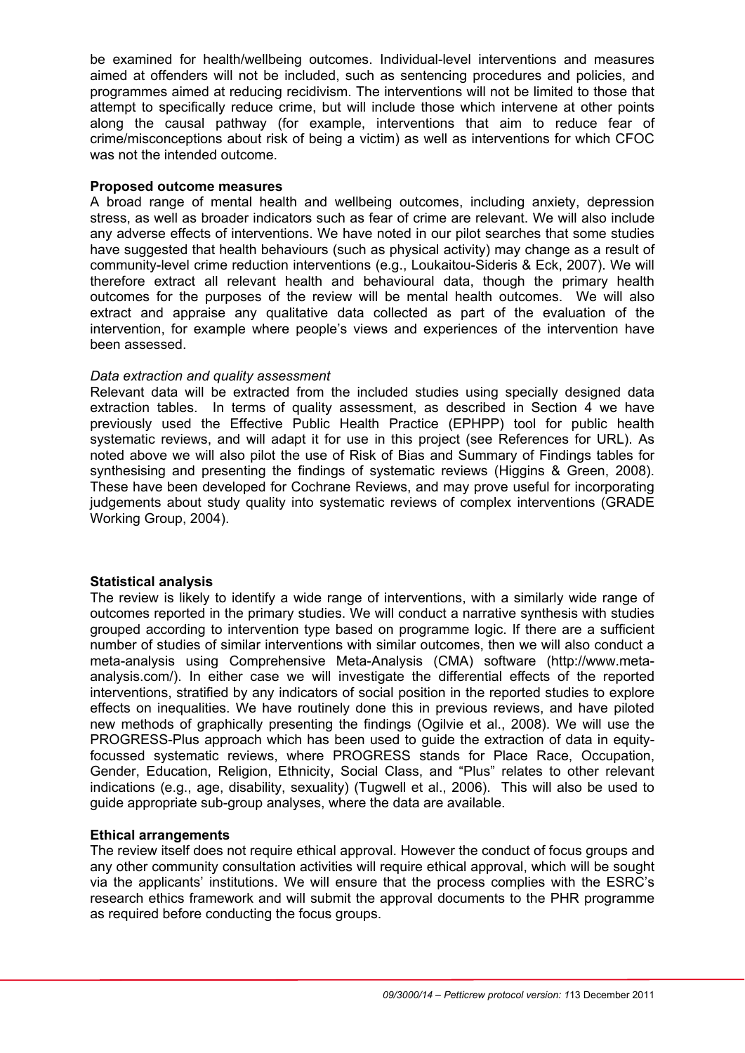be examined for health/wellbeing outcomes. Individual-level interventions and measures aimed at offenders will not be included, such as sentencing procedures and policies, and programmes aimed at reducing recidivism. The interventions will not be limited to those that attempt to specifically reduce crime, but will include those which intervene at other points along the causal pathway (for example, interventions that aim to reduce fear of crime/misconceptions about risk of being a victim) as well as interventions for which CFOC was not the intended outcome.

**Proposed outcome measures**

A broad range of mental health and wellbeing outcomes, including anxiety, depression stress, as well as broader indicators such as fear of crime are relevant. We will also include any adverse effects of interventions. We have noted in our pilot searches that some studies have suggested that health behaviours (such as physical activity) may change as a result of community-level crime reduction interventions (e.g., Loukaitou-Sideris & Eck, 2007). We will therefore extract all relevant health and behavioural data, though the primary health outcomes for the purposes of the review will be mental health outcomes. We will also extract and appraise any qualitative data collected as part of the evaluation of the intervention, for example where people's views and experiences of the intervention have been assessed.

*Data extraction and quality assessment*

Relevant data will be extracted from the included studies using specially designed data extraction tables. In terms of quality assessment, as described in Section 4 we have previously used the Effective Public Health Practice (EPHPP) tool for public health systematic reviews, and will adapt it for use in this project (see References for URL). As noted above we will also pilot the use of Risk of Bias and Summary of Findings tables for synthesising and presenting the findings of systematic reviews (Higgins & Green, 2008). These have been developed for Cochrane Reviews, and may prove useful for incorporating judgements about study quality into systematic reviews of complex interventions (GRADE Working Group, 2004).

**Statistical analysis**

The review is likely to identify a wide range of interventions, with a similarly wide range of outcomes reported in the primary studies. We will conduct a narrative synthesis with studies grouped according to intervention type based on programme logic. If there are a sufficient number of studies of similar interventions with similar outcomes, then we will also conduct a meta-analysis using Comprehensive Meta-Analysis (CMA) software (http://www.meta-analysis.com/). In either case we will investigate the differential effects of the reported interventions, stratified by any indicators of social position in the reported studies to explore effects on inequalities. We have routinely done this in previous reviews, and have piloted new methods of graphically presenting the findings (Ogilvie et al., 2008). We will use the PROGRESS-Plus approach which has been used to guide the extraction of data in equity-focussed systematic reviews, where PROGRESS stands for Place Race, Occupation, Gender, Education, Religion, Ethnicity, Social Class, and "Plus" relates to other relevant indications (e.g., age, disability, sexuality) (Tugwell et al., 2006). This will also be used to guide appropriate sub-group analyses, where the data are available.

**Ethical arrangements**

The review itself does not require ethical approval. However the conduct of focus groups and any other community consultation activities will require ethical approval, which will be sought via the applicants' institutions. We will ensure that the process complies with the ESRC's research ethics framework and will submit the approval documents to the PHR programme as required before conducting the focus groups.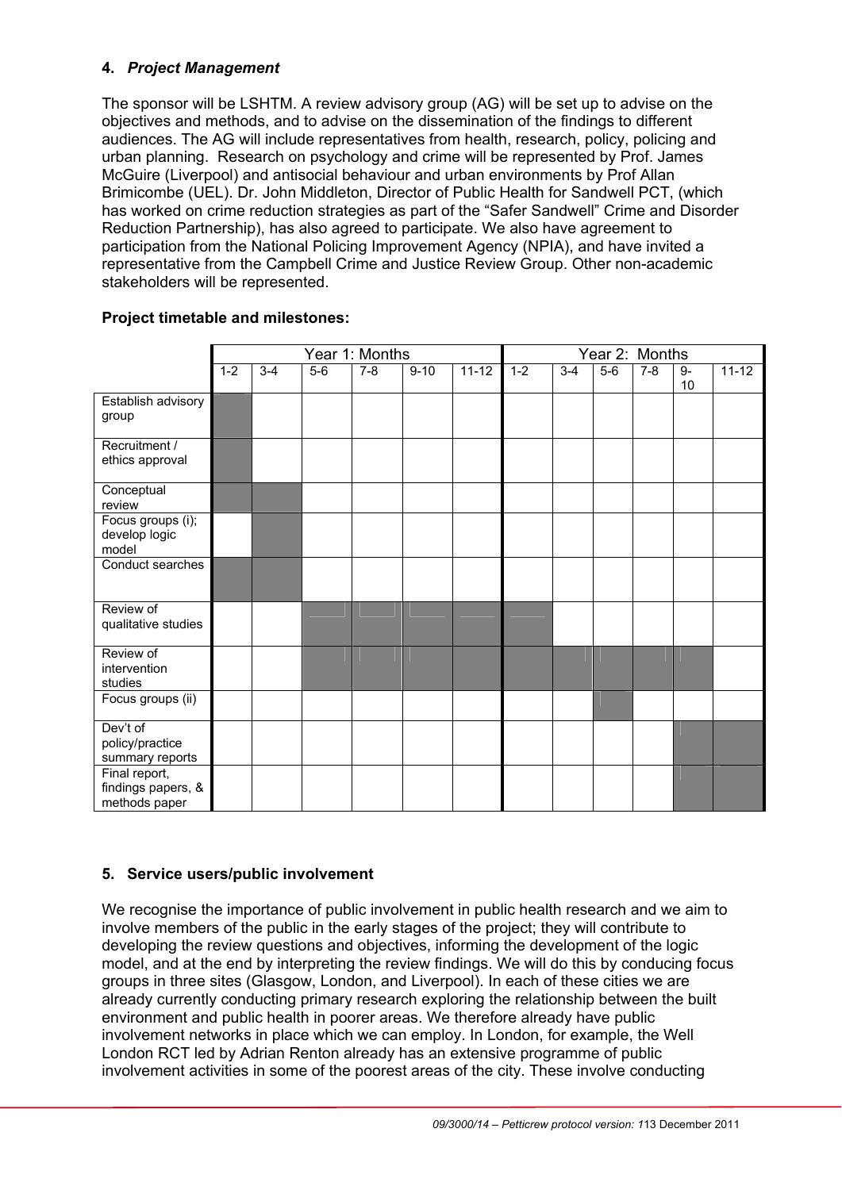**4. *Project Management***

The sponsor will be LSHTM. A review advisory group (AG) will be set up to advise on the objectives and methods, and to advise on the dissemination of the findings to different audiences. The AG will include representatives from health, research, policy, policing and urban planning. Research on psychology and crime will be represented by Prof. James McGuire (Liverpool) and antisocial behaviour and urban environments by Prof Allan Brimicombe (UEL). Dr. John Middleton, Director of Public Health for Sandwell PCT, (which has worked on crime reduction strategies as part of the "Safer Sandwell" Crime and Disorder Reduction Partnership), has also agreed to participate. We also have agreement to participation from the National Policing Improvement Agency (NPIA), and have invited a representative from the Campbell Crime and Justice Review Group. Other non-academic stakeholders will be represented.

**Project timetable and milestones:**

| | Year 1: Months | | | | | | Year 2: Months | | | | | |
|---|---|---|---|---|---|---|---|---|---|---|---|---|
| | 1-2 | 3-4 | 5-6 | 7-8 | 9-10 | 11-12 | 1-2 | 3-4 | 5-6 | 7-8 | 9-10 | 11-12 |
| Establish advisory group | ■ | | | | | | | | | | | |
| Recruitment / ethics approval | ■ | | | | | | | | | | | |
| Conceptual review | ■ | ■ | | | | | | | | | | |
| Focus groups (i); develop logic model | | ■ | | | | | | | | | | |
| Conduct searches | ■ | ■ | | | | | | | | | | |
| Review of qualitative studies | | | ■ | ■ | ■ | ■ | ■ | | | | | |
| Review of intervention studies | | | ■ | ■ | ■ | ■ | ■ | ■ | ■ | ■ | ■ | |
| Focus groups (ii) | | | | | | | | | ■ | | | |
| Dev't of policy/practice summary reports | | | | | | | | | | | ■ | ■ |
| Final report, findings papers, & methods paper | | | | | | | | | | | ■ | ■ |

**5. Service users/public involvement**

We recognise the importance of public involvement in public health research and we aim to involve members of the public in the early stages of the project; they will contribute to developing the review questions and objectives, informing the development of the logic model, and at the end by interpreting the review findings. We will do this by conducing focus groups in three sites (Glasgow, London, and Liverpool). In each of these cities we are already currently conducting primary research exploring the relationship between the built environment and public health in poorer areas. We therefore already have public involvement networks in place which we can employ. In London, for example, the Well London RCT led by Adrian Renton already has an extensive programme of public involvement activities in some of the poorest areas of the city. These involve conducting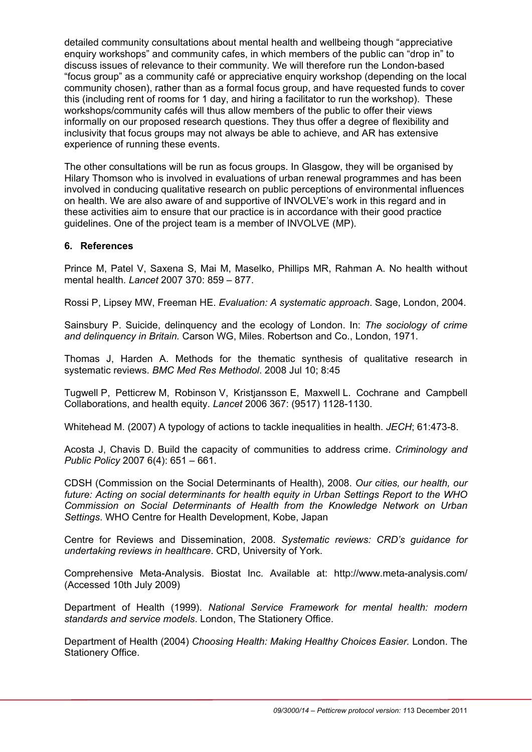detailed community consultations about mental health and wellbeing though "appreciative enquiry workshops" and community cafes, in which members of the public can "drop in" to discuss issues of relevance to their community. We will therefore run the London-based "focus group" as a community café or appreciative enquiry workshop (depending on the local community chosen), rather than as a formal focus group, and have requested funds to cover this (including rent of rooms for 1 day, and hiring a facilitator to run the workshop). These workshops/community cafés will thus allow members of the public to offer their views informally on our proposed research questions. They thus offer a degree of flexibility and inclusivity that focus groups may not always be able to achieve, and AR has extensive experience of running these events.

The other consultations will be run as focus groups. In Glasgow, they will be organised by Hilary Thomson who is involved in evaluations of urban renewal programmes and has been involved in conducing qualitative research on public perceptions of environmental influences on health. We are also aware of and supportive of INVOLVE's work in this regard and in these activities aim to ensure that our practice is in accordance with their good practice guidelines. One of the project team is a member of INVOLVE (MP).

## 6. References

Prince M, Patel V, Saxena S, Mai M, Maselko, Phillips MR, Rahman A. No health without mental health. *Lancet* 2007 370: 859 – 877.

Rossi P, Lipsey MW, Freeman HE. *Evaluation: A systematic approach*. Sage, London, 2004.

Sainsbury P. Suicide, delinquency and the ecology of London. In: *The sociology of crime and delinquency in Britain.* Carson WG, Miles. Robertson and Co., London, 1971.

Thomas J, Harden A. Methods for the thematic synthesis of qualitative research in systematic reviews. *BMC Med Res Methodol*. 2008 Jul 10; 8:45

Tugwell P, Petticrew M, Robinson V, Kristjansson E, Maxwell L. Cochrane and Campbell Collaborations, and health equity. *Lancet* 2006 367: (9517) 1128-1130.

Whitehead M. (2007) A typology of actions to tackle inequalities in health. *JECH*; 61:473-8.

Acosta J, Chavis D. Build the capacity of communities to address crime. *Criminology and Public Policy* 2007 6(4): 651 – 661.

CDSH (Commission on the Social Determinants of Health), 2008. *Our cities, our health, our future: Acting on social determinants for health equity in Urban Settings Report to the WHO Commission on Social Determinants of Health from the Knowledge Network on Urban Settings*. WHO Centre for Health Development, Kobe, Japan

Centre for Reviews and Dissemination, 2008. *Systematic reviews: CRD's guidance for undertaking reviews in healthcare*. CRD, University of York.

Comprehensive Meta-Analysis. Biostat Inc. Available at: http://www.meta-analysis.com/ (Accessed 10th July 2009)

Department of Health (1999). *National Service Framework for mental health: modern standards and service models*. London, The Stationery Office.

Department of Health (2004) *Choosing Health: Making Healthy Choices Easier.* London. The Stationery Office.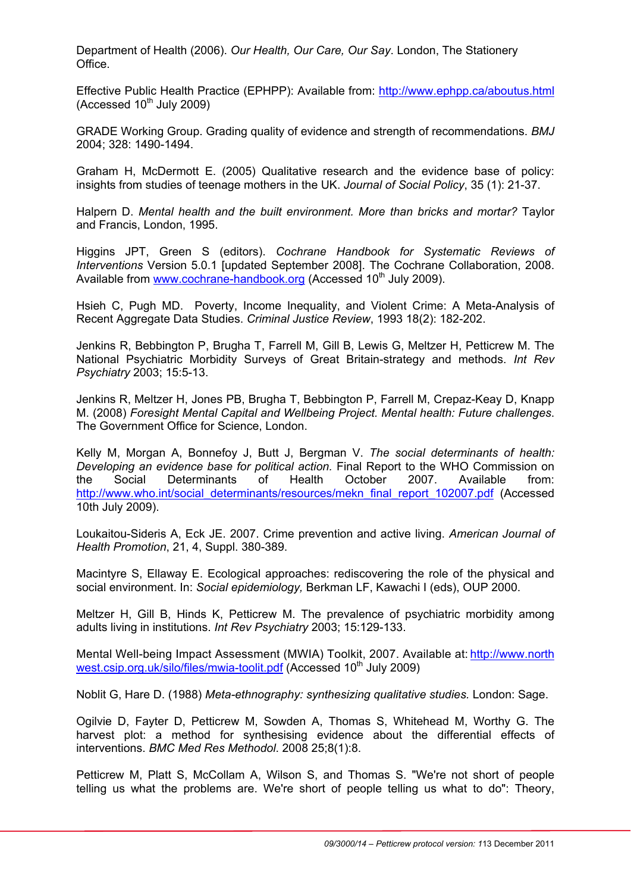Department of Health (2006). *Our Health, Our Care, Our Say*. London, The Stationery Office.

Effective Public Health Practice (EPHPP): Available from: http://www.ephpp.ca/aboutus.html (Accessed 10th July 2009)

GRADE Working Group. Grading quality of evidence and strength of recommendations. *BMJ* 2004; 328: 1490-1494.

Graham H, McDermott E. (2005) Qualitative research and the evidence base of policy: insights from studies of teenage mothers in the UK. *Journal of Social Policy*, 35 (1): 21-37.

Halpern D. *Mental health and the built environment. More than bricks and mortar?* Taylor and Francis, London, 1995.

Higgins JPT, Green S (editors). *Cochrane Handbook for Systematic Reviews of Interventions* Version 5.0.1 [updated September 2008]. The Cochrane Collaboration, 2008. Available from www.cochrane-handbook.org (Accessed 10th July 2009).

Hsieh C, Pugh MD. Poverty, Income Inequality, and Violent Crime: A Meta-Analysis of Recent Aggregate Data Studies. *Criminal Justice Review*, 1993 18(2): 182-202.

Jenkins R, Bebbington P, Brugha T, Farrell M, Gill B, Lewis G, Meltzer H, Petticrew M. The National Psychiatric Morbidity Surveys of Great Britain-strategy and methods. *Int Rev Psychiatry* 2003; 15:5-13.

Jenkins R, Meltzer H, Jones PB, Brugha T, Bebbington P, Farrell M, Crepaz-Keay D, Knapp M. (2008) *Foresight Mental Capital and Wellbeing Project. Mental health: Future challenges*. The Government Office for Science, London.

Kelly M, Morgan A, Bonnefoy J, Butt J, Bergman V. *The social determinants of health: Developing an evidence base for political action.* Final Report to the WHO Commission on the Social Determinants of Health October 2007. Available from: http://www.who.int/social_determinants/resources/mekn_final_report_102007.pdf (Accessed 10th July 2009).

Loukaitou-Sideris A, Eck JE. 2007. Crime prevention and active living. *American Journal of Health Promotion*, 21, 4, Suppl. 380-389.

Macintyre S, Ellaway E. Ecological approaches: rediscovering the role of the physical and social environment. In: *Social epidemiology,* Berkman LF, Kawachi I (eds), OUP 2000.

Meltzer H, Gill B, Hinds K, Petticrew M. The prevalence of psychiatric morbidity among adults living in institutions. *Int Rev Psychiatry* 2003; 15:129-133.

Mental Well-being Impact Assessment (MWIA) Toolkit, 2007. Available at: http://www.northwest.csip.org.uk/silo/files/mwia-toolit.pdf (Accessed 10th July 2009)

Noblit G, Hare D. (1988) *Meta-ethnography: synthesizing qualitative studies.* London: Sage.

Ogilvie D, Fayter D, Petticrew M, Sowden A, Thomas S, Whitehead M, Worthy G. The harvest plot: a method for synthesising evidence about the differential effects of interventions. *BMC Med Res Methodol*. 2008 25;8(1):8.

Petticrew M, Platt S, McCollam A, Wilson S, and Thomas S. "We're not short of people telling us what the problems are. We're short of people telling us what to do": Theory,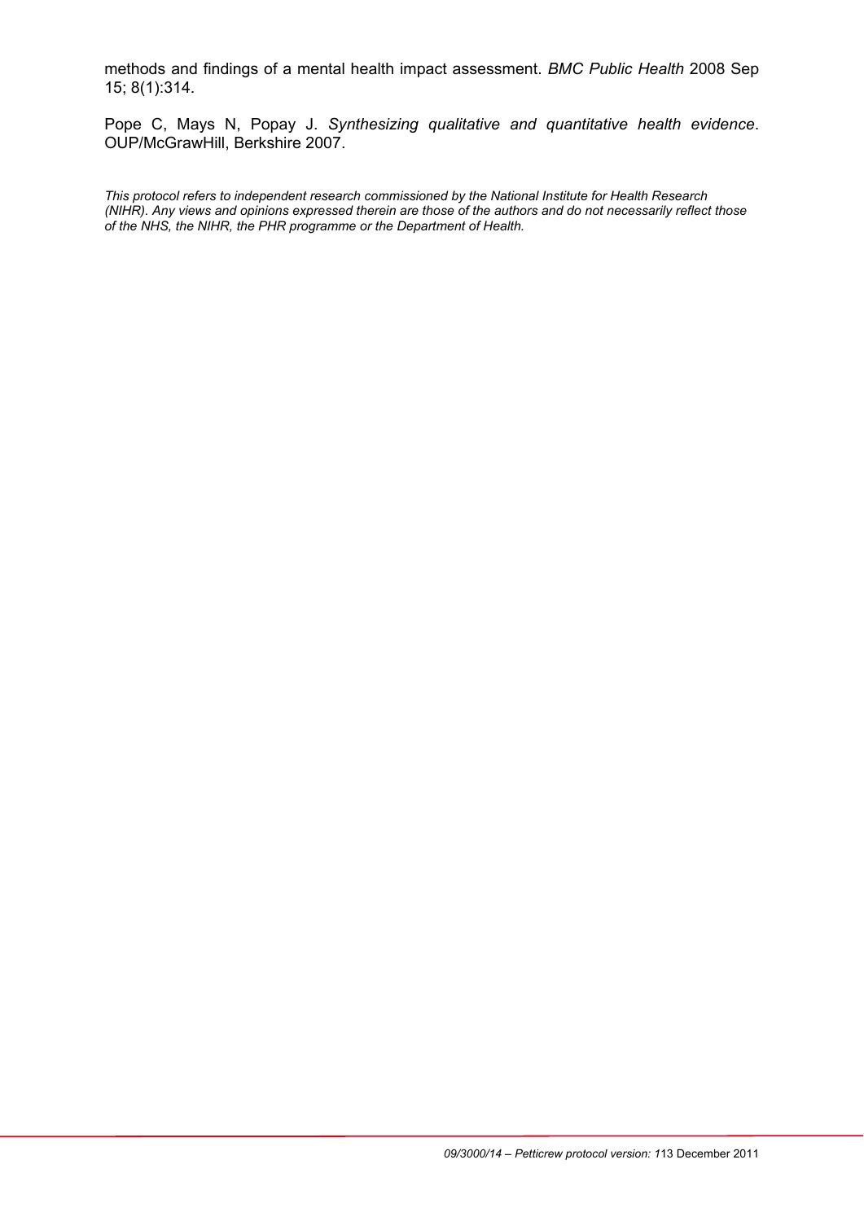methods and findings of a mental health impact assessment. *BMC Public Health* 2008 Sep 15; 8(1):314.

Pope C, Mays N, Popay J. *Synthesizing qualitative and quantitative health evidence*. OUP/McGrawHill, Berkshire 2007.

*This protocol refers to independent research commissioned by the National Institute for Health Research (NIHR). Any views and opinions expressed therein are those of the authors and do not necessarily reflect those of the NHS, the NIHR, the PHR programme or the Department of Health.*